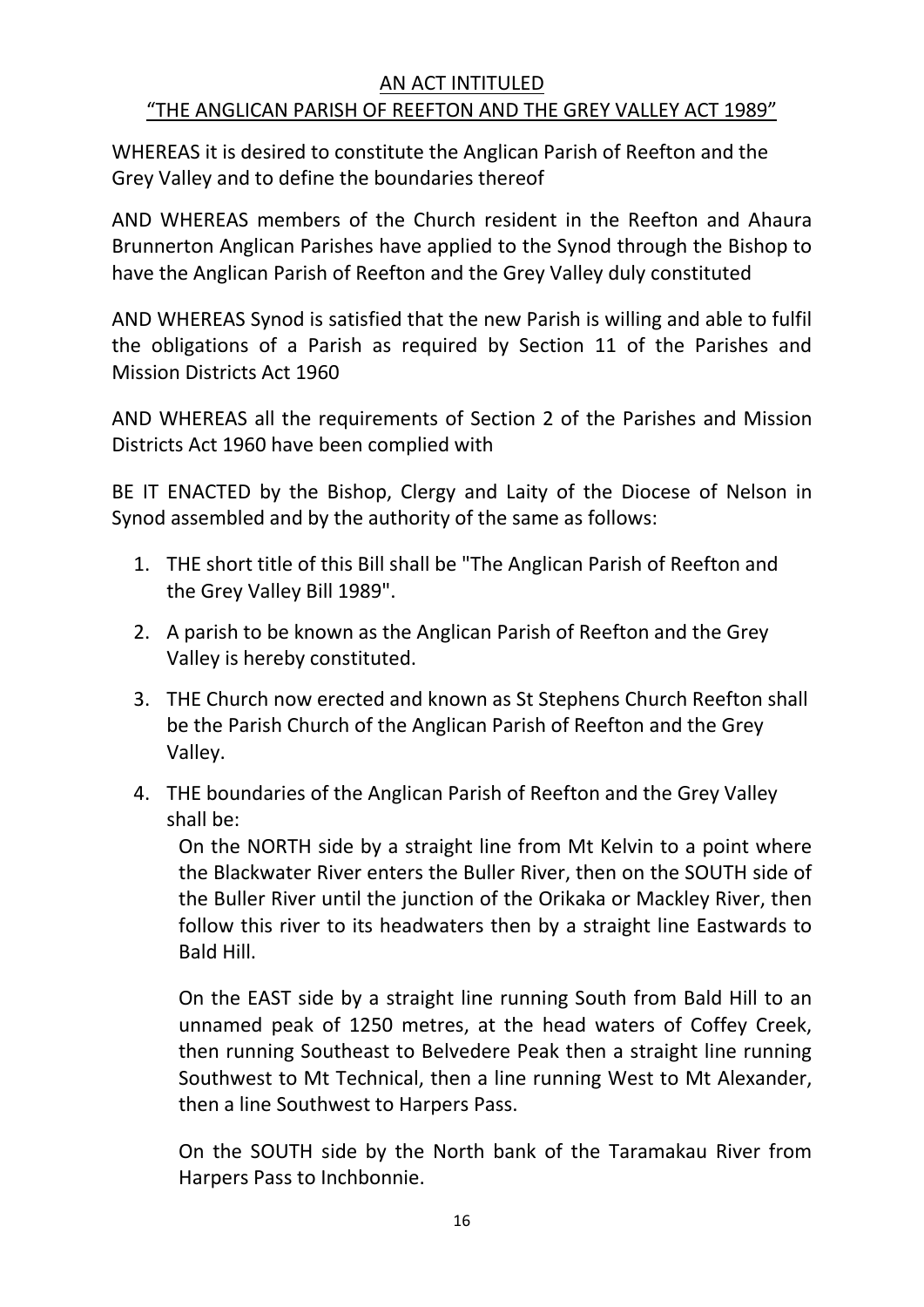## AN ACT INTITULED
## "THE ANGLICAN PARISH OF REEFTON AND THE GREY VALLEY ACT 1989"

WHEREAS it is desired to constitute the Anglican Parish of Reefton and the Grey Valley and to define the boundaries thereof

AND WHEREAS members of the Church resident in the Reefton and Ahaura Brunnerton Anglican Parishes have applied to the Synod through the Bishop to have the Anglican Parish of Reefton and the Grey Valley duly constituted

AND WHEREAS Synod is satisfied that the new Parish is willing and able to fulfil the obligations of a Parish as required by Section 11 of the Parishes and Mission Districts Act 1960

AND WHEREAS all the requirements of Section 2 of the Parishes and Mission Districts Act 1960 have been complied with

BE IT ENACTED by the Bishop, Clergy and Laity of the Diocese of Nelson in Synod assembled and by the authority of the same as follows:

1. THE short title of this Bill shall be "The Anglican Parish of Reefton and the Grey Valley Bill 1989".
2. A parish to be known as the Anglican Parish of Reefton and the Grey Valley is hereby constituted.
3. THE Church now erected and known as St Stephens Church Reefton shall be the Parish Church of the Anglican Parish of Reefton and the Grey Valley.
4. THE boundaries of the Anglican Parish of Reefton and the Grey Valley shall be:

   On the NORTH side by a straight line from Mt Kelvin to a point where the Blackwater River enters the Buller River, then on the SOUTH side of the Buller River until the junction of the Orikaka or Mackley River, then follow this river to its headwaters then by a straight line Eastwards to Bald Hill.

   On the EAST side by a straight line running South from Bald Hill to an unnamed peak of 1250 metres, at the head waters of Coffey Creek, then running Southeast to Belvedere Peak then a straight line running Southwest to Mt Technical, then a line running West to Mt Alexander, then a line Southwest to Harpers Pass.

   On the SOUTH side by the North bank of the Taramakau River from Harpers Pass to Inchbonnie.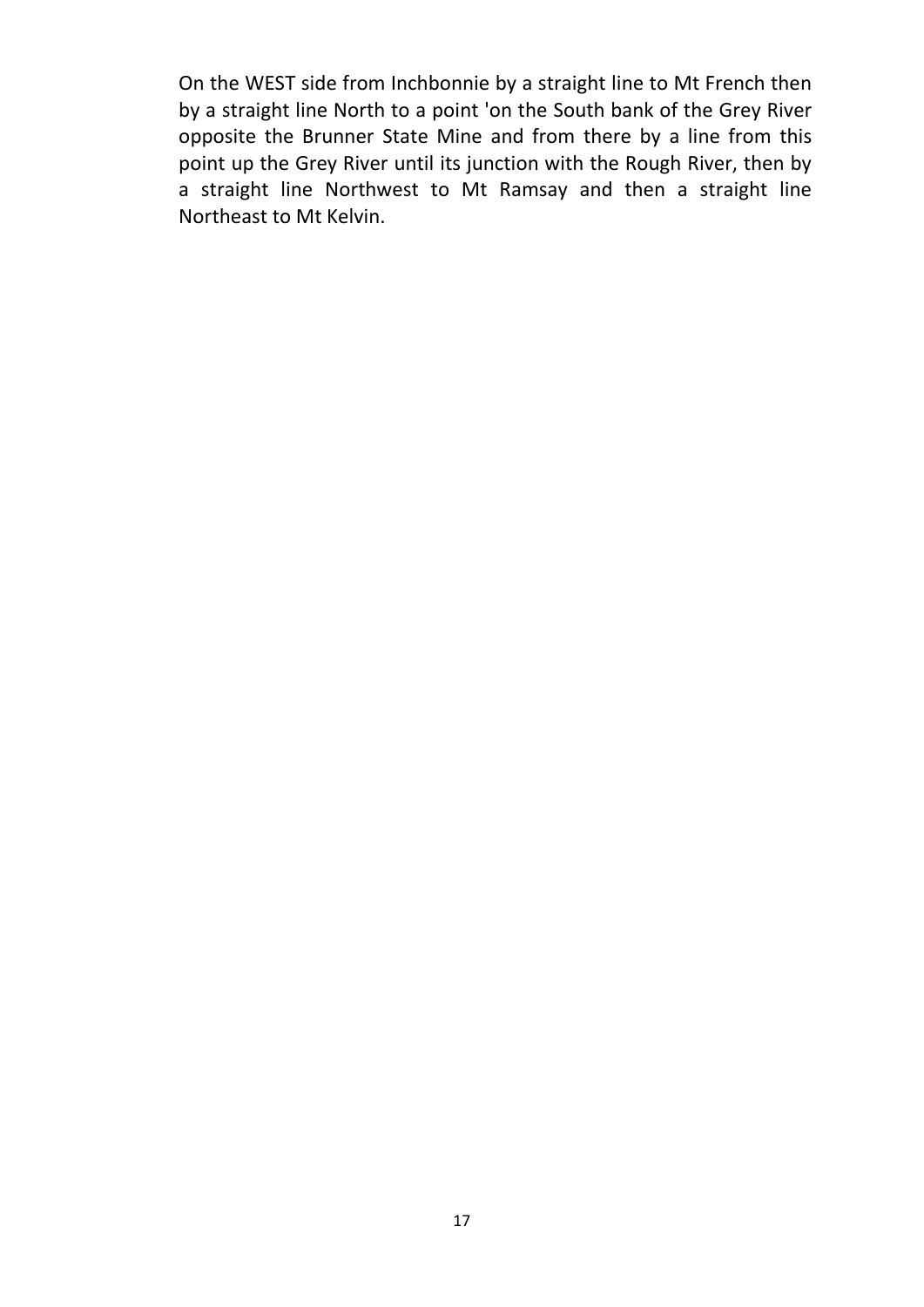On the WEST side from Inchbonnie by a straight line to Mt French then by a straight line North to a point 'on the South bank of the Grey River opposite the Brunner State Mine and from there by a line from this point up the Grey River until its junction with the Rough River, then by a straight line Northwest to Mt Ramsay and then a straight line Northeast to Mt Kelvin.